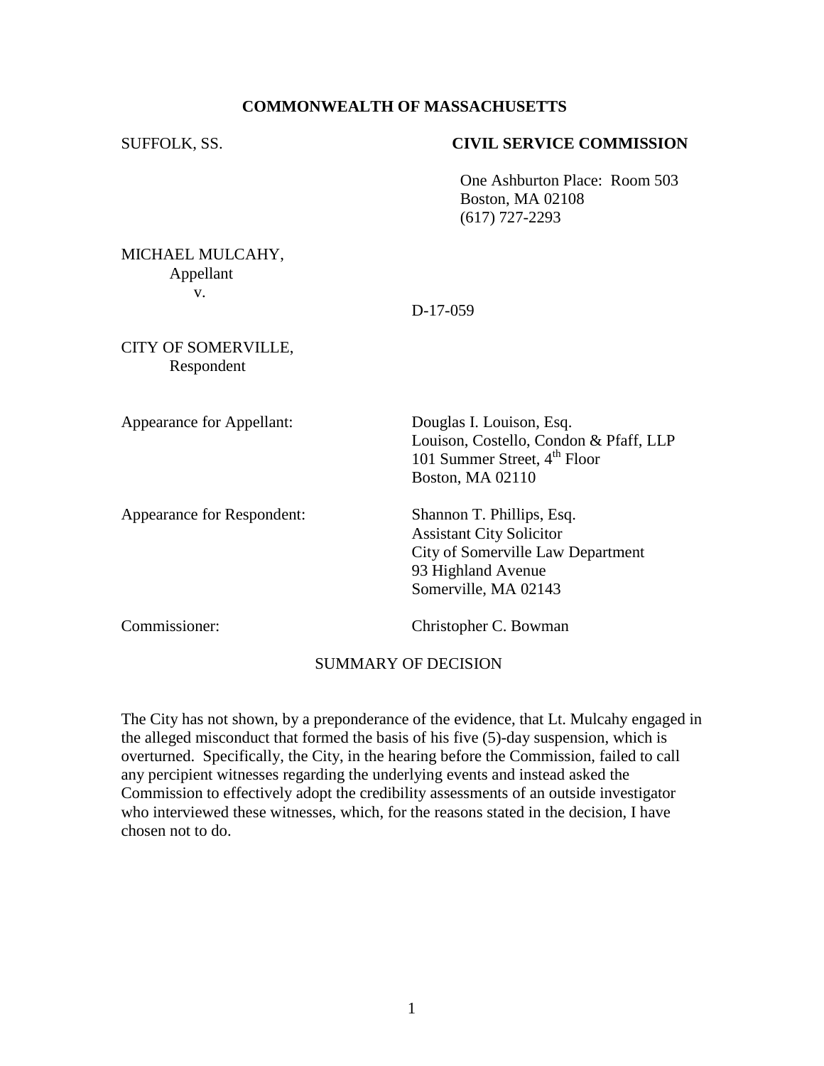**COMMONWEALTH OF MASSACHUSETTS**

SUFFOLK, SS.

**CIVIL SERVICE COMMISSION**

One Ashburton Place: Room 503
Boston, MA 02108
(617) 727-2293

MICHAEL MULCAHY,
Appellant
v.

D-17-059

CITY OF SOMERVILLE,
Respondent

Appearance for Appellant: Douglas I. Louison, Esq.
Louison, Costello, Condon & Pfaff, LLP
101 Summer Street, 4th Floor
Boston, MA 02110

Appearance for Respondent: Shannon T. Phillips, Esq.
Assistant City Solicitor
City of Somerville Law Department
93 Highland Avenue
Somerville, MA 02143

Commissioner: Christopher C. Bowman

SUMMARY OF DECISION

The City has not shown, by a preponderance of the evidence, that Lt. Mulcahy engaged in the alleged misconduct that formed the basis of his five (5)-day suspension, which is overturned. Specifically, the City, in the hearing before the Commission, failed to call any percipient witnesses regarding the underlying events and instead asked the Commission to effectively adopt the credibility assessments of an outside investigator who interviewed these witnesses, which, for the reasons stated in the decision, I have chosen not to do.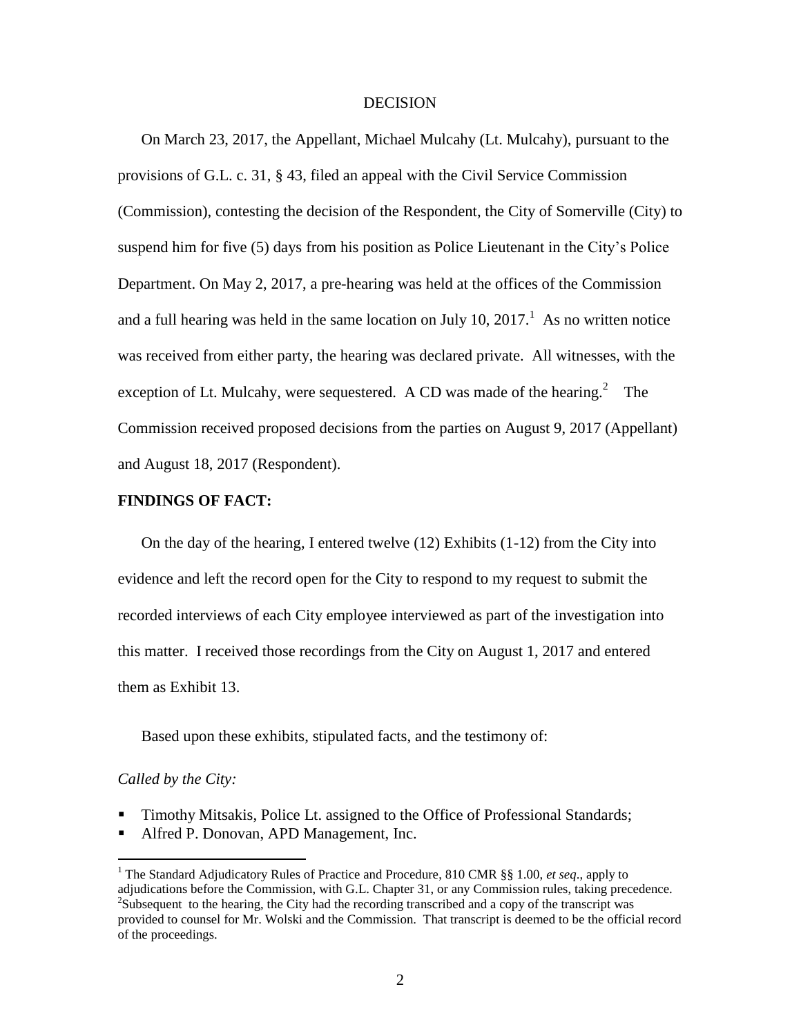DECISION

On March 23, 2017, the Appellant, Michael Mulcahy (Lt. Mulcahy), pursuant to the provisions of G.L. c. 31, § 43, filed an appeal with the Civil Service Commission (Commission), contesting the decision of the Respondent, the City of Somerville (City) to suspend him for five (5) days from his position as Police Lieutenant in the City's Police Department. On May 2, 2017, a pre-hearing was held at the offices of the Commission and a full hearing was held in the same location on July 10, 2017.[1] As no written notice was received from either party, the hearing was declared private. All witnesses, with the exception of Lt. Mulcahy, were sequestered. A CD was made of the hearing.[2] The Commission received proposed decisions from the parties on August 9, 2017 (Appellant) and August 18, 2017 (Respondent).

**FINDINGS OF FACT:**

On the day of the hearing, I entered twelve (12) Exhibits (1-12) from the City into evidence and left the record open for the City to respond to my request to submit the recorded interviews of each City employee interviewed as part of the investigation into this matter. I received those recordings from the City on August 1, 2017 and entered them as Exhibit 13.

Based upon these exhibits, stipulated facts, and the testimony of:

*Called by the City:*

- Timothy Mitsakis, Police Lt. assigned to the Office of Professional Standards;
- Alfred P. Donovan, APD Management, Inc.

[1] The Standard Adjudicatory Rules of Practice and Procedure, 810 CMR §§ 1.00, *et seq*., apply to adjudications before the Commission, with G.L. Chapter 31, or any Commission rules, taking precedence.
[2] Subsequent to the hearing, the City had the recording transcribed and a copy of the transcript was provided to counsel for Mr. Wolski and the Commission. That transcript is deemed to be the official record of the proceedings.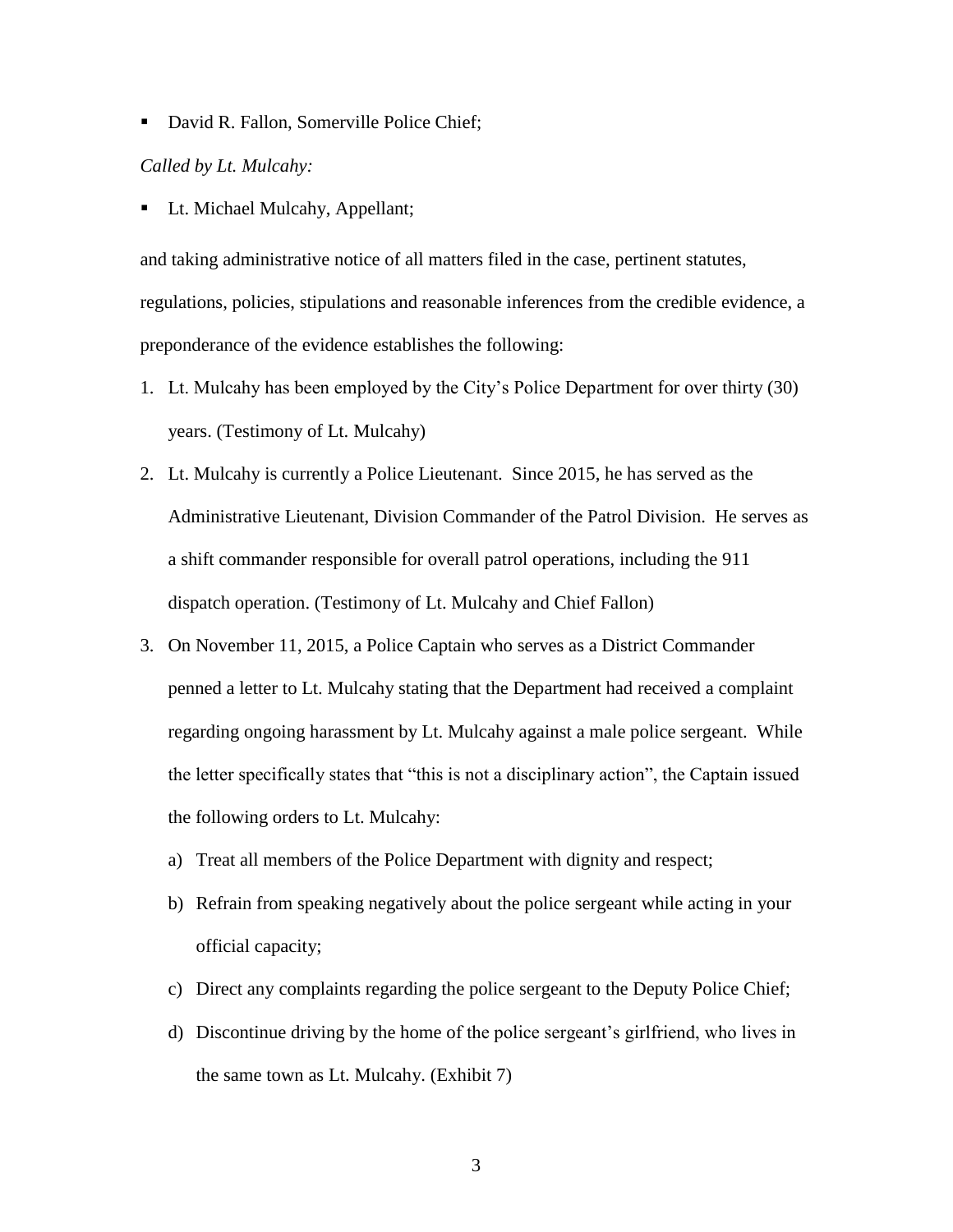- David R. Fallon, Somerville Police Chief;

*Called by Lt. Mulcahy:*

- Lt. Michael Mulcahy, Appellant;

and taking administrative notice of all matters filed in the case, pertinent statutes, regulations, policies, stipulations and reasonable inferences from the credible evidence, a preponderance of the evidence establishes the following:

1. Lt. Mulcahy has been employed by the City's Police Department for over thirty (30) years. (Testimony of Lt. Mulcahy)
2. Lt. Mulcahy is currently a Police Lieutenant. Since 2015, he has served as the Administrative Lieutenant, Division Commander of the Patrol Division. He serves as a shift commander responsible for overall patrol operations, including the 911 dispatch operation. (Testimony of Lt. Mulcahy and Chief Fallon)
3. On November 11, 2015, a Police Captain who serves as a District Commander penned a letter to Lt. Mulcahy stating that the Department had received a complaint regarding ongoing harassment by Lt. Mulcahy against a male police sergeant. While the letter specifically states that "this is not a disciplinary action", the Captain issued the following orders to Lt. Mulcahy:
   a) Treat all members of the Police Department with dignity and respect;
   b) Refrain from speaking negatively about the police sergeant while acting in your official capacity;
   c) Direct any complaints regarding the police sergeant to the Deputy Police Chief;
   d) Discontinue driving by the home of the police sergeant's girlfriend, who lives in the same town as Lt. Mulcahy. (Exhibit 7)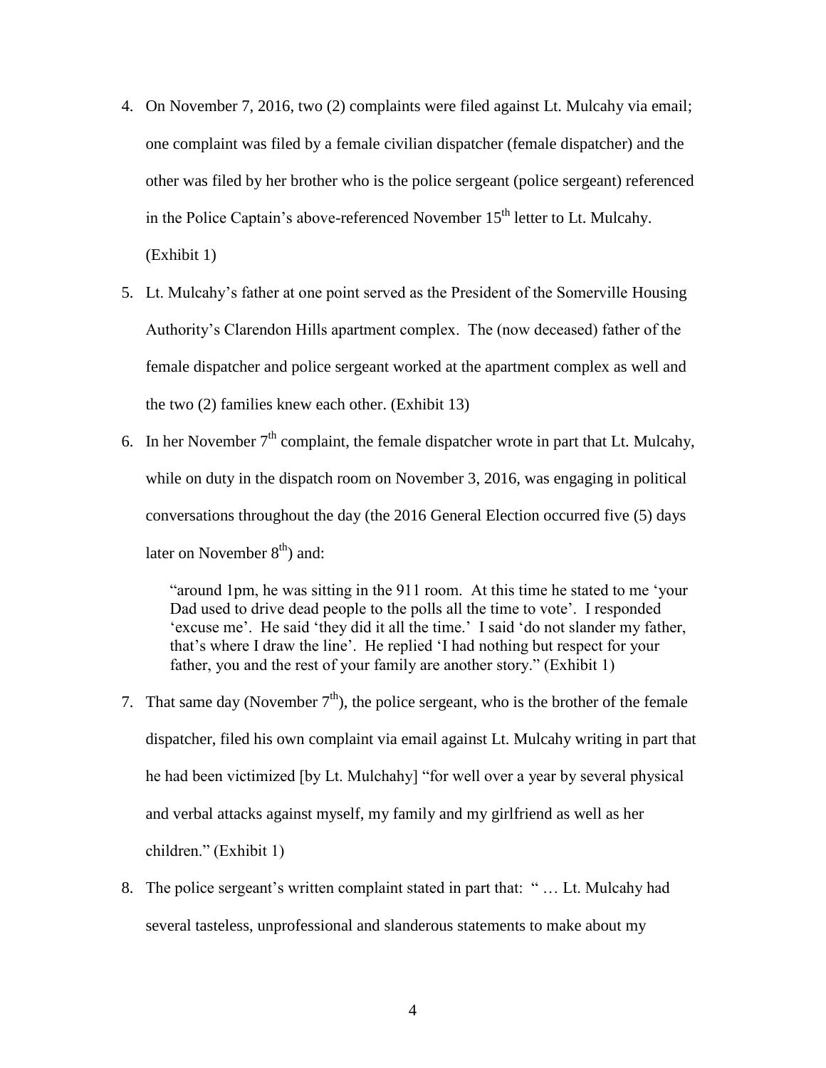4. On November 7, 2016, two (2) complaints were filed against Lt. Mulcahy via email; one complaint was filed by a female civilian dispatcher (female dispatcher) and the other was filed by her brother who is the police sergeant (police sergeant) referenced in the Police Captain's above-referenced November 15th letter to Lt. Mulcahy. (Exhibit 1)

5. Lt. Mulcahy's father at one point served as the President of the Somerville Housing Authority's Clarendon Hills apartment complex. The (now deceased) father of the female dispatcher and police sergeant worked at the apartment complex as well and the two (2) families knew each other. (Exhibit 13)

6. In her November 7th complaint, the female dispatcher wrote in part that Lt. Mulcahy, while on duty in the dispatch room on November 3, 2016, was engaging in political conversations throughout the day (the 2016 General Election occurred five (5) days later on November 8th) and:

   > "around 1pm, he was sitting in the 911 room. At this time he stated to me 'your Dad used to drive dead people to the polls all the time to vote'. I responded 'excuse me'. He said 'they did it all the time.' I said 'do not slander my father, that's where I draw the line'. He replied 'I had nothing but respect for your father, you and the rest of your family are another story." (Exhibit 1)

7. That same day (November 7th), the police sergeant, who is the brother of the female dispatcher, filed his own complaint via email against Lt. Mulcahy writing in part that he had been victimized [by Lt. Mulchahy] "for well over a year by several physical and verbal attacks against myself, my family and my girlfriend as well as her children." (Exhibit 1)

8. The police sergeant's written complaint stated in part that: " … Lt. Mulcahy had several tasteless, unprofessional and slanderous statements to make about my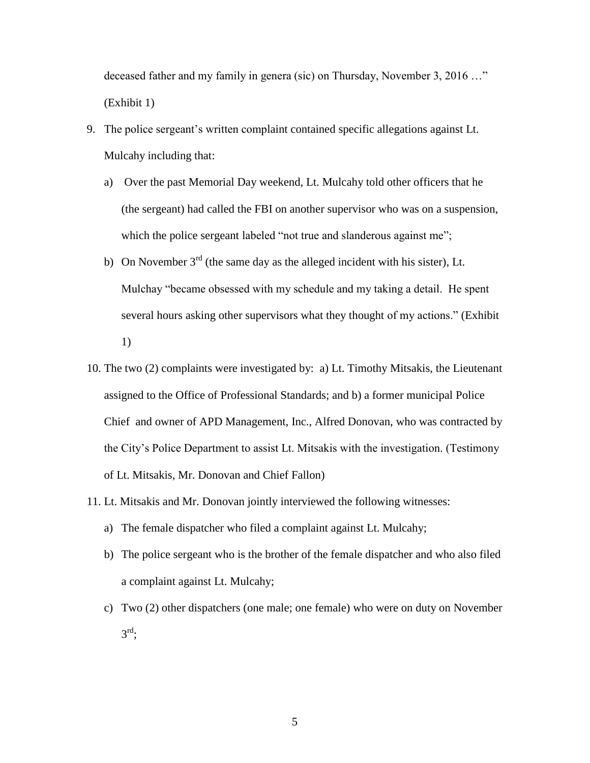deceased father and my family in genera (sic) on Thursday, November 3, 2016 …" (Exhibit 1)

9. The police sergeant's written complaint contained specific allegations against Lt. Mulcahy including that:
   a) Over the past Memorial Day weekend, Lt. Mulcahy told other officers that he (the sergeant) had called the FBI on another supervisor who was on a suspension, which the police sergeant labeled "not true and slanderous against me";
   b) On November 3rd (the same day as the alleged incident with his sister), Lt. Mulchay "became obsessed with my schedule and my taking a detail. He spent several hours asking other supervisors what they thought of my actions." (Exhibit 1)
10. The two (2) complaints were investigated by: a) Lt. Timothy Mitsakis, the Lieutenant assigned to the Office of Professional Standards; and b) a former municipal Police Chief and owner of APD Management, Inc., Alfred Donovan, who was contracted by the City's Police Department to assist Lt. Mitsakis with the investigation. (Testimony of Lt. Mitsakis, Mr. Donovan and Chief Fallon)
11. Lt. Mitsakis and Mr. Donovan jointly interviewed the following witnesses:
    a) The female dispatcher who filed a complaint against Lt. Mulcahy;
    b) The police sergeant who is the brother of the female dispatcher and who also filed a complaint against Lt. Mulcahy;
    c) Two (2) other dispatchers (one male; one female) who were on duty on November 3rd;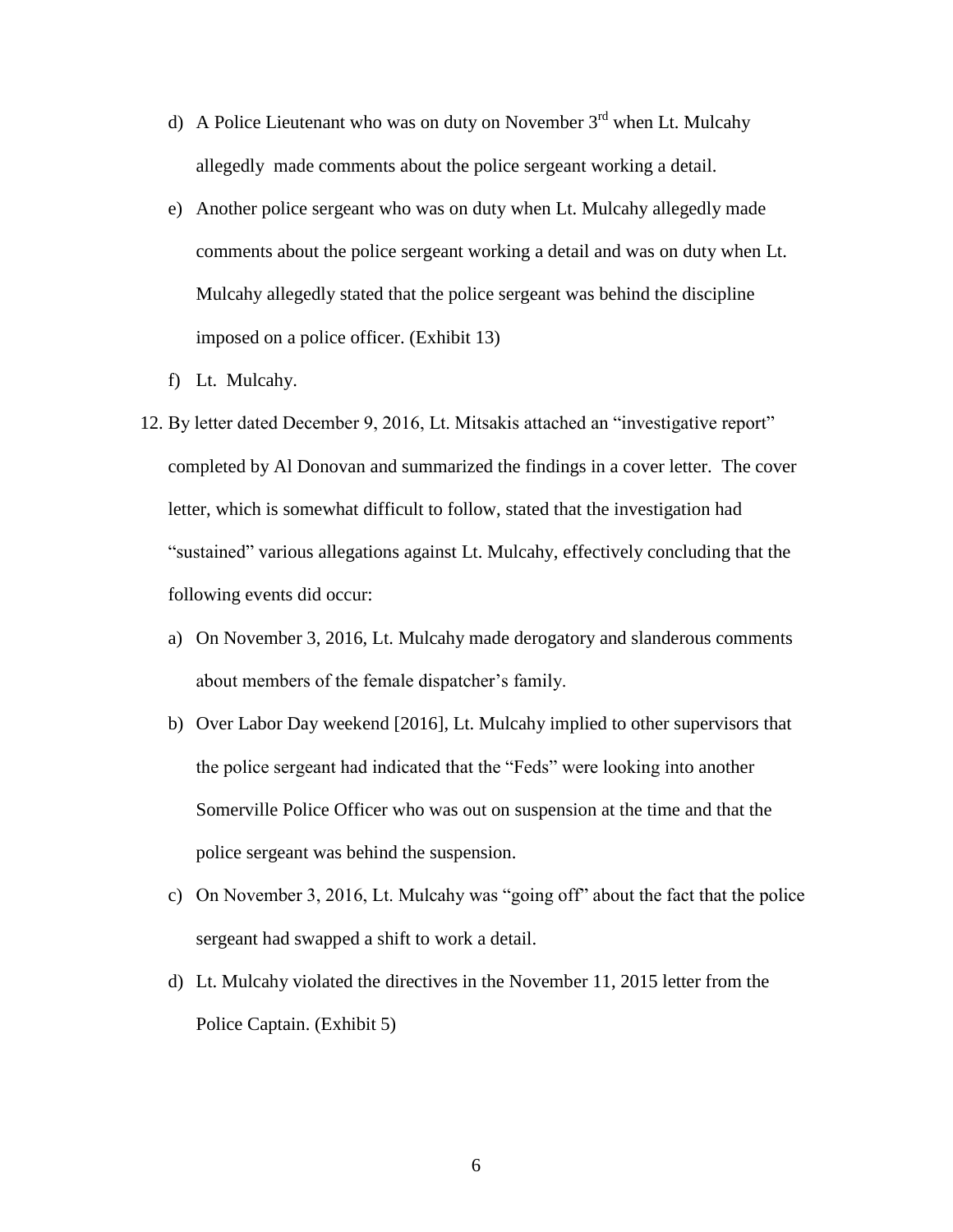d) A Police Lieutenant who was on duty on November 3rd when Lt. Mulcahy allegedly made comments about the police sergeant working a detail.

e) Another police sergeant who was on duty when Lt. Mulcahy allegedly made comments about the police sergeant working a detail and was on duty when Lt. Mulcahy allegedly stated that the police sergeant was behind the discipline imposed on a police officer. (Exhibit 13)

f) Lt. Mulcahy.

12. By letter dated December 9, 2016, Lt. Mitsakis attached an "investigative report" completed by Al Donovan and summarized the findings in a cover letter. The cover letter, which is somewhat difficult to follow, stated that the investigation had "sustained" various allegations against Lt. Mulcahy, effectively concluding that the following events did occur:

    a) On November 3, 2016, Lt. Mulcahy made derogatory and slanderous comments about members of the female dispatcher's family.

    b) Over Labor Day weekend [2016], Lt. Mulcahy implied to other supervisors that the police sergeant had indicated that the "Feds" were looking into another Somerville Police Officer who was out on suspension at the time and that the police sergeant was behind the suspension.

    c) On November 3, 2016, Lt. Mulcahy was "going off" about the fact that the police sergeant had swapped a shift to work a detail.

    d) Lt. Mulcahy violated the directives in the November 11, 2015 letter from the Police Captain. (Exhibit 5)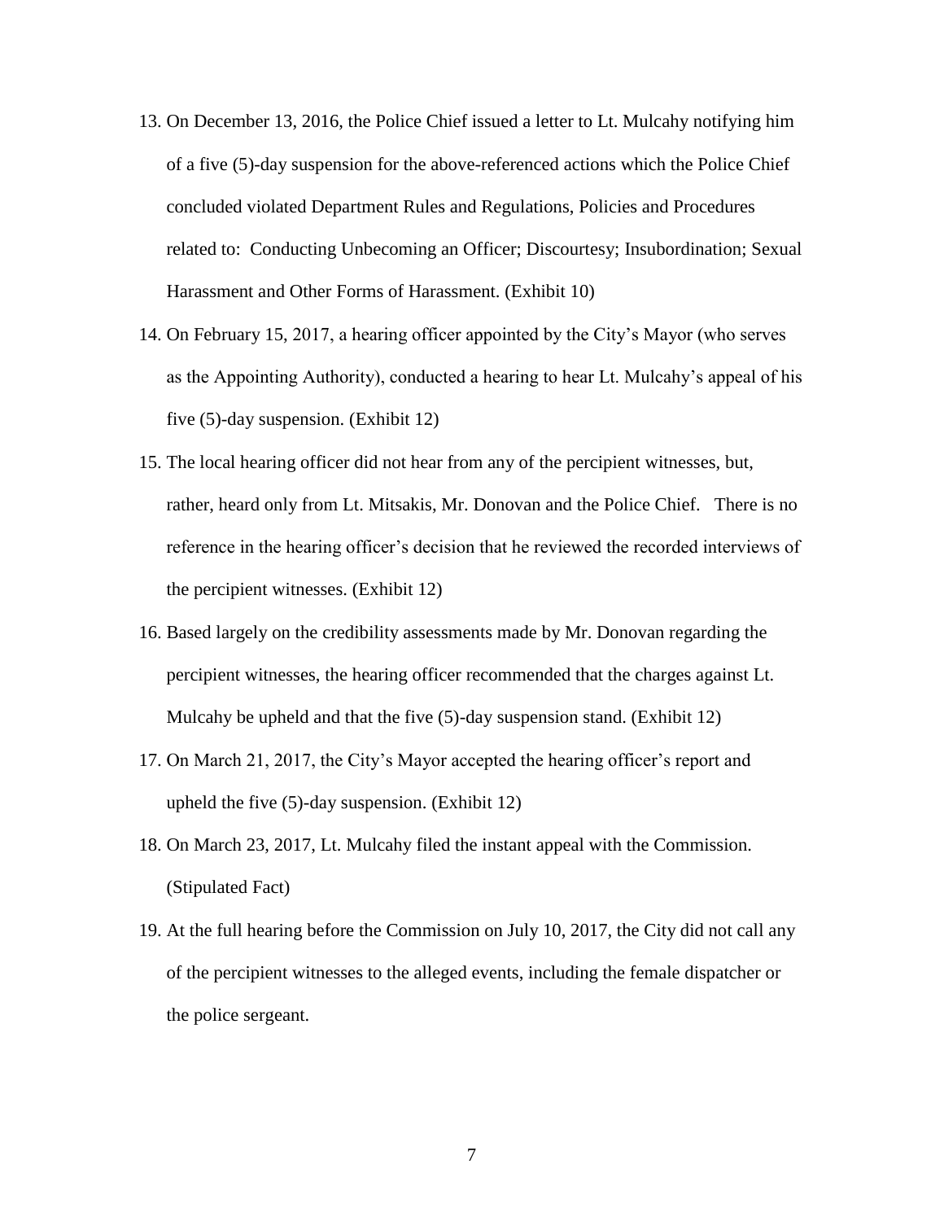13. On December 13, 2016, the Police Chief issued a letter to Lt. Mulcahy notifying him of a five (5)-day suspension for the above-referenced actions which the Police Chief concluded violated Department Rules and Regulations, Policies and Procedures related to: Conducting Unbecoming an Officer; Discourtesy; Insubordination; Sexual Harassment and Other Forms of Harassment. (Exhibit 10)
14. On February 15, 2017, a hearing officer appointed by the City's Mayor (who serves as the Appointing Authority), conducted a hearing to hear Lt. Mulcahy's appeal of his five (5)-day suspension. (Exhibit 12)
15. The local hearing officer did not hear from any of the percipient witnesses, but, rather, heard only from Lt. Mitsakis, Mr. Donovan and the Police Chief. There is no reference in the hearing officer's decision that he reviewed the recorded interviews of the percipient witnesses. (Exhibit 12)
16. Based largely on the credibility assessments made by Mr. Donovan regarding the percipient witnesses, the hearing officer recommended that the charges against Lt. Mulcahy be upheld and that the five (5)-day suspension stand. (Exhibit 12)
17. On March 21, 2017, the City's Mayor accepted the hearing officer's report and upheld the five (5)-day suspension. (Exhibit 12)
18. On March 23, 2017, Lt. Mulcahy filed the instant appeal with the Commission. (Stipulated Fact)
19. At the full hearing before the Commission on July 10, 2017, the City did not call any of the percipient witnesses to the alleged events, including the female dispatcher or the police sergeant.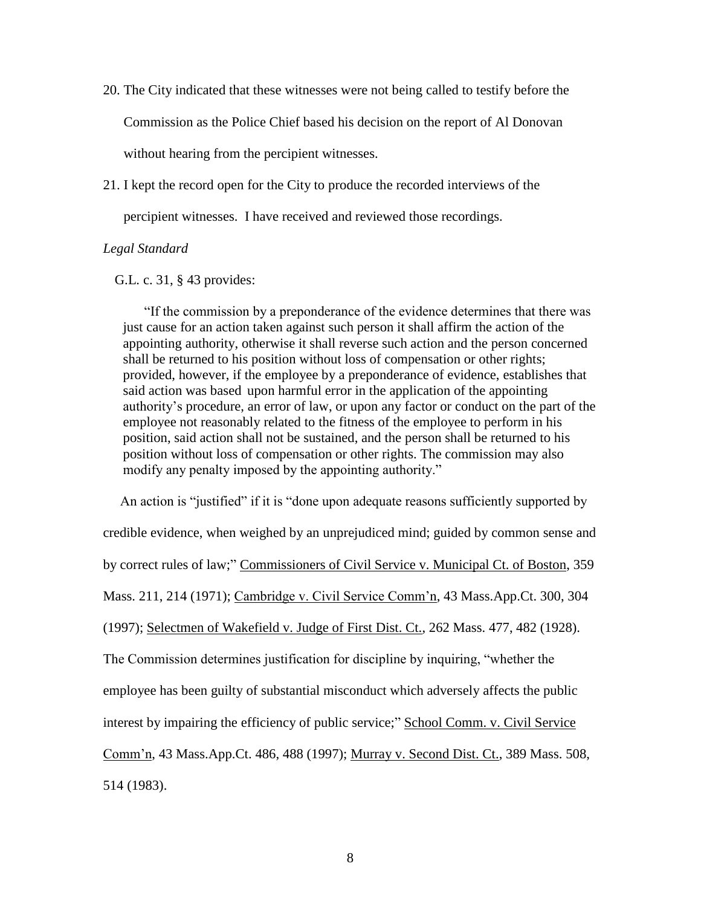20. The City indicated that these witnesses were not being called to testify before the Commission as the Police Chief based his decision on the report of Al Donovan without hearing from the percipient witnesses.

21. I kept the record open for the City to produce the recorded interviews of the percipient witnesses. I have received and reviewed those recordings.

*Legal Standard*

G.L. c. 31, § 43 provides:

> "If the commission by a preponderance of the evidence determines that there was just cause for an action taken against such person it shall affirm the action of the appointing authority, otherwise it shall reverse such action and the person concerned shall be returned to his position without loss of compensation or other rights; provided, however, if the employee by a preponderance of evidence, establishes that said action was based upon harmful error in the application of the appointing authority's procedure, an error of law, or upon any factor or conduct on the part of the employee not reasonably related to the fitness of the employee to perform in his position, said action shall not be sustained, and the person shall be returned to his position without loss of compensation or other rights. The commission may also modify any penalty imposed by the appointing authority."

An action is "justified" if it is "done upon adequate reasons sufficiently supported by credible evidence, when weighed by an unprejudiced mind; guided by common sense and by correct rules of law;" Commissioners of Civil Service v. Municipal Ct. of Boston, 359 Mass. 211, 214 (1971); Cambridge v. Civil Service Comm'n, 43 Mass.App.Ct. 300, 304 (1997); Selectmen of Wakefield v. Judge of First Dist. Ct., 262 Mass. 477, 482 (1928). The Commission determines justification for discipline by inquiring, "whether the employee has been guilty of substantial misconduct which adversely affects the public interest by impairing the efficiency of public service;" School Comm. v. Civil Service Comm'n, 43 Mass.App.Ct. 486, 488 (1997); Murray v. Second Dist. Ct., 389 Mass. 508, 514 (1983).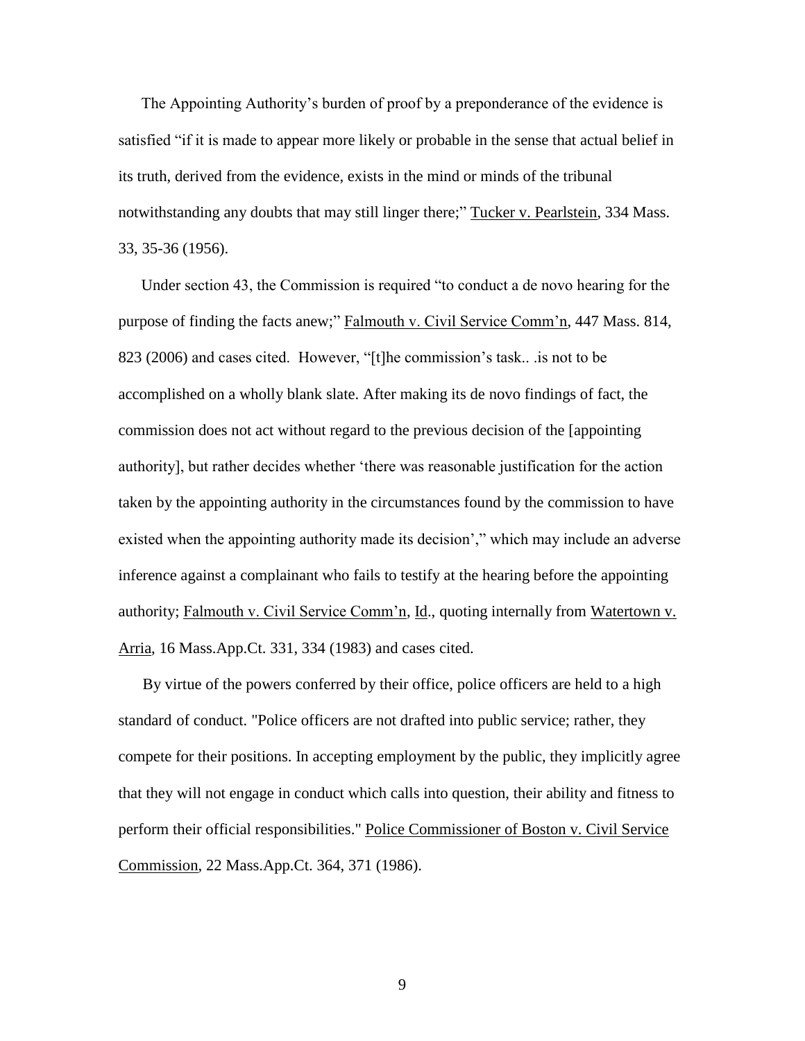The Appointing Authority's burden of proof by a preponderance of the evidence is satisfied "if it is made to appear more likely or probable in the sense that actual belief in its truth, derived from the evidence, exists in the mind or minds of the tribunal notwithstanding any doubts that may still linger there;" Tucker v. Pearlstein, 334 Mass. 33, 35-36 (1956).

Under section 43, the Commission is required "to conduct a de novo hearing for the purpose of finding the facts anew;" Falmouth v. Civil Service Comm'n, 447 Mass. 814, 823 (2006) and cases cited. However, "[t]he commission's task.. .is not to be accomplished on a wholly blank slate. After making its de novo findings of fact, the commission does not act without regard to the previous decision of the [appointing authority], but rather decides whether 'there was reasonable justification for the action taken by the appointing authority in the circumstances found by the commission to have existed when the appointing authority made its decision'," which may include an adverse inference against a complainant who fails to testify at the hearing before the appointing authority; Falmouth v. Civil Service Comm'n, Id., quoting internally from Watertown v. Arria, 16 Mass.App.Ct. 331, 334 (1983) and cases cited.

By virtue of the powers conferred by their office, police officers are held to a high standard of conduct. "Police officers are not drafted into public service; rather, they compete for their positions. In accepting employment by the public, they implicitly agree that they will not engage in conduct which calls into question, their ability and fitness to perform their official responsibilities." Police Commissioner of Boston v. Civil Service Commission, 22 Mass.App.Ct. 364, 371 (1986).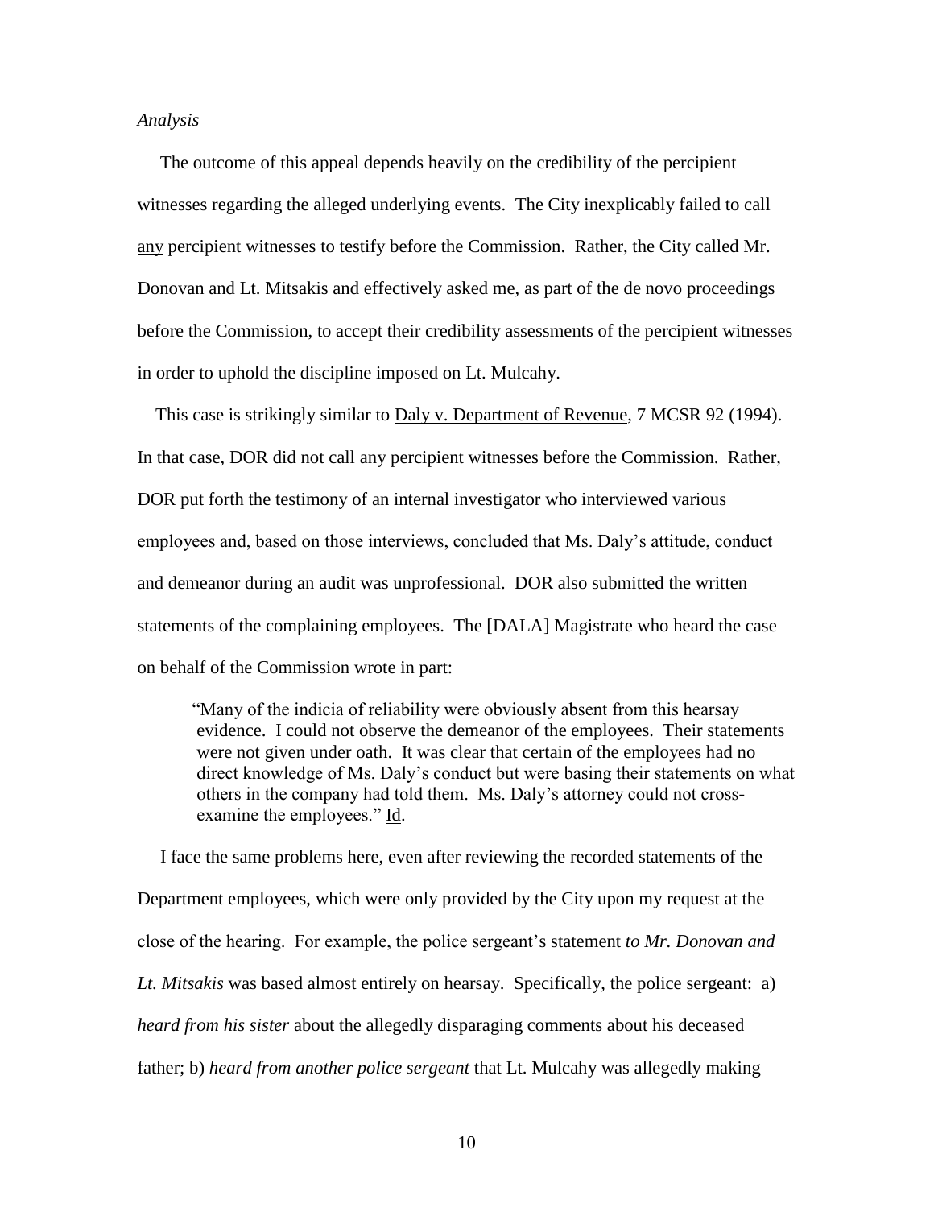*Analysis*

The outcome of this appeal depends heavily on the credibility of the percipient witnesses regarding the alleged underlying events. The City inexplicably failed to call <u>any</u> percipient witnesses to testify before the Commission. Rather, the City called Mr. Donovan and Lt. Mitsakis and effectively asked me, as part of the de novo proceedings before the Commission, to accept their credibility assessments of the percipient witnesses in order to uphold the discipline imposed on Lt. Mulcahy.

This case is strikingly similar to <u>Daly v. Department of Revenue</u>, 7 MCSR 92 (1994). In that case, DOR did not call any percipient witnesses before the Commission. Rather, DOR put forth the testimony of an internal investigator who interviewed various employees and, based on those interviews, concluded that Ms. Daly's attitude, conduct and demeanor during an audit was unprofessional. DOR also submitted the written statements of the complaining employees. The [DALA] Magistrate who heard the case on behalf of the Commission wrote in part:

> "Many of the indicia of reliability were obviously absent from this hearsay evidence. I could not observe the demeanor of the employees. Their statements were not given under oath. It was clear that certain of the employees had no direct knowledge of Ms. Daly's conduct but were basing their statements on what others in the company had told them. Ms. Daly's attorney could not cross-examine the employees." <u>Id</u>.

I face the same problems here, even after reviewing the recorded statements of the Department employees, which were only provided by the City upon my request at the close of the hearing. For example, the police sergeant's statement *to Mr. Donovan and Lt. Mitsakis* was based almost entirely on hearsay. Specifically, the police sergeant: a) *heard from his sister* about the allegedly disparaging comments about his deceased father; b) *heard from another police sergeant* that Lt. Mulcahy was allegedly making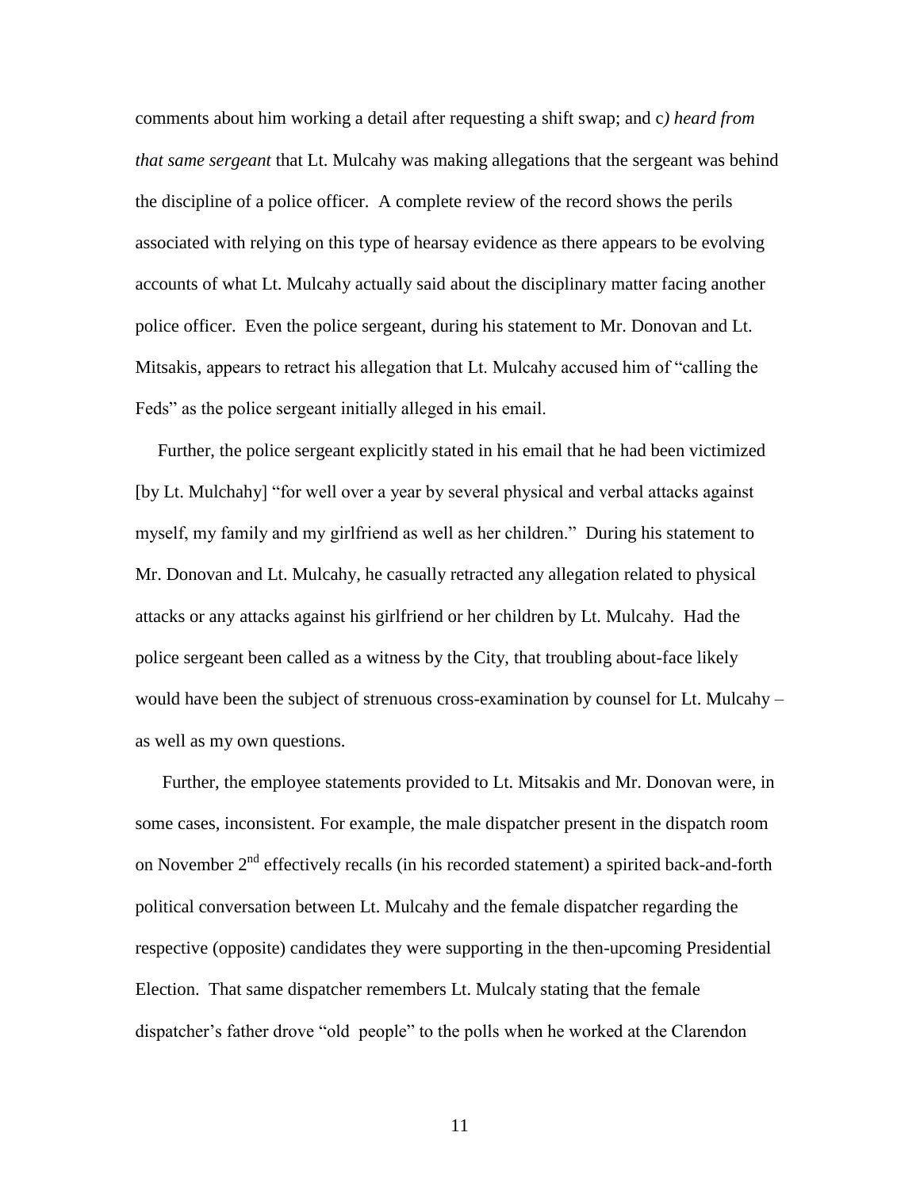comments about him working a detail after requesting a shift swap; and c*) heard from that same sergeant* that Lt. Mulcahy was making allegations that the sergeant was behind the discipline of a police officer. A complete review of the record shows the perils associated with relying on this type of hearsay evidence as there appears to be evolving accounts of what Lt. Mulcahy actually said about the disciplinary matter facing another police officer. Even the police sergeant, during his statement to Mr. Donovan and Lt. Mitsakis, appears to retract his allegation that Lt. Mulcahy accused him of "calling the Feds" as the police sergeant initially alleged in his email.

Further, the police sergeant explicitly stated in his email that he had been victimized [by Lt. Mulchahy] "for well over a year by several physical and verbal attacks against myself, my family and my girlfriend as well as her children." During his statement to Mr. Donovan and Lt. Mulcahy, he casually retracted any allegation related to physical attacks or any attacks against his girlfriend or her children by Lt. Mulcahy. Had the police sergeant been called as a witness by the City, that troubling about-face likely would have been the subject of strenuous cross-examination by counsel for Lt. Mulcahy – as well as my own questions.

Further, the employee statements provided to Lt. Mitsakis and Mr. Donovan were, in some cases, inconsistent. For example, the male dispatcher present in the dispatch room on November 2nd effectively recalls (in his recorded statement) a spirited back-and-forth political conversation between Lt. Mulcahy and the female dispatcher regarding the respective (opposite) candidates they were supporting in the then-upcoming Presidential Election. That same dispatcher remembers Lt. Mulcaly stating that the female dispatcher's father drove "old people" to the polls when he worked at the Clarendon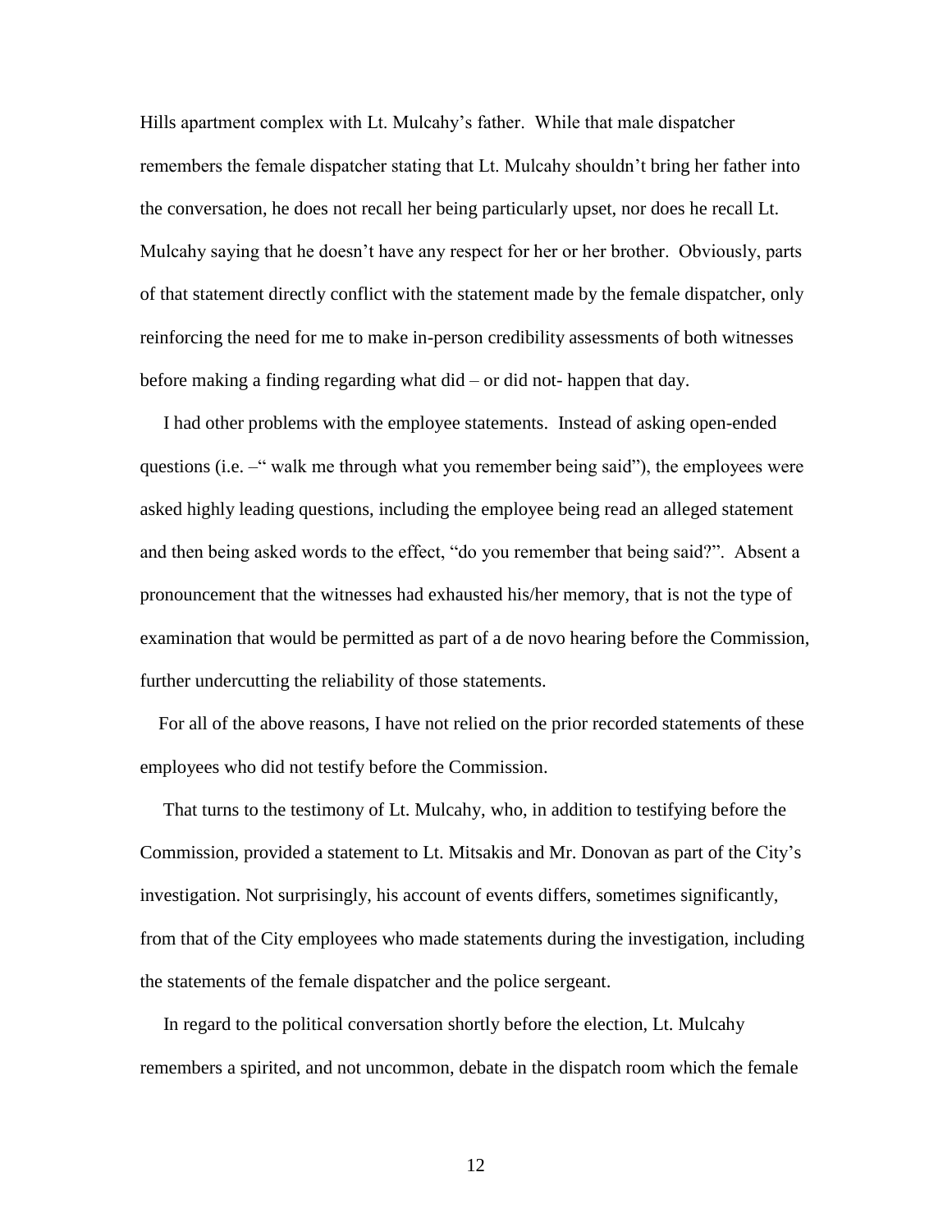Hills apartment complex with Lt. Mulcahy's father. While that male dispatcher remembers the female dispatcher stating that Lt. Mulcahy shouldn't bring her father into the conversation, he does not recall her being particularly upset, nor does he recall Lt. Mulcahy saying that he doesn't have any respect for her or her brother. Obviously, parts of that statement directly conflict with the statement made by the female dispatcher, only reinforcing the need for me to make in-person credibility assessments of both witnesses before making a finding regarding what did – or did not- happen that day.

I had other problems with the employee statements. Instead of asking open-ended questions (i.e. –" walk me through what you remember being said"), the employees were asked highly leading questions, including the employee being read an alleged statement and then being asked words to the effect, "do you remember that being said?". Absent a pronouncement that the witnesses had exhausted his/her memory, that is not the type of examination that would be permitted as part of a de novo hearing before the Commission, further undercutting the reliability of those statements.

For all of the above reasons, I have not relied on the prior recorded statements of these employees who did not testify before the Commission.

That turns to the testimony of Lt. Mulcahy, who, in addition to testifying before the Commission, provided a statement to Lt. Mitsakis and Mr. Donovan as part of the City's investigation. Not surprisingly, his account of events differs, sometimes significantly, from that of the City employees who made statements during the investigation, including the statements of the female dispatcher and the police sergeant.

In regard to the political conversation shortly before the election, Lt. Mulcahy remembers a spirited, and not uncommon, debate in the dispatch room which the female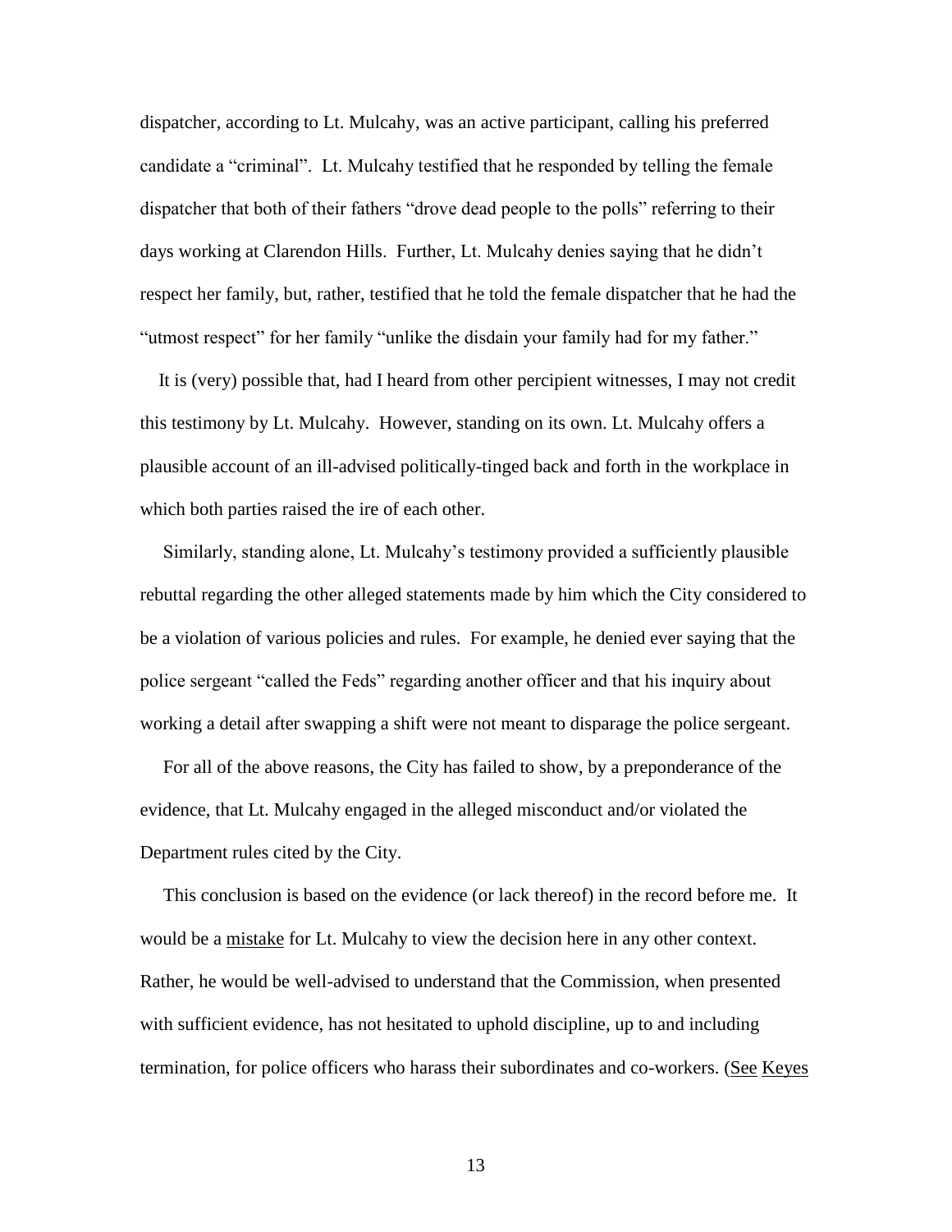dispatcher, according to Lt. Mulcahy, was an active participant, calling his preferred candidate a "criminal". Lt. Mulcahy testified that he responded by telling the female dispatcher that both of their fathers "drove dead people to the polls" referring to their days working at Clarendon Hills. Further, Lt. Mulcahy denies saying that he didn't respect her family, but, rather, testified that he told the female dispatcher that he had the "utmost respect" for her family "unlike the disdain your family had for my father."

It is (very) possible that, had I heard from other percipient witnesses, I may not credit this testimony by Lt. Mulcahy. However, standing on its own. Lt. Mulcahy offers a plausible account of an ill-advised politically-tinged back and forth in the workplace in which both parties raised the ire of each other.

Similarly, standing alone, Lt. Mulcahy's testimony provided a sufficiently plausible rebuttal regarding the other alleged statements made by him which the City considered to be a violation of various policies and rules. For example, he denied ever saying that the police sergeant "called the Feds" regarding another officer and that his inquiry about working a detail after swapping a shift were not meant to disparage the police sergeant.

For all of the above reasons, the City has failed to show, by a preponderance of the evidence, that Lt. Mulcahy engaged in the alleged misconduct and/or violated the Department rules cited by the City.

This conclusion is based on the evidence (or lack thereof) in the record before me. It would be a mistake for Lt. Mulcahy to view the decision here in any other context. Rather, he would be well-advised to understand that the Commission, when presented with sufficient evidence, has not hesitated to uphold discipline, up to and including termination, for police officers who harass their subordinates and co-workers. (See Keyes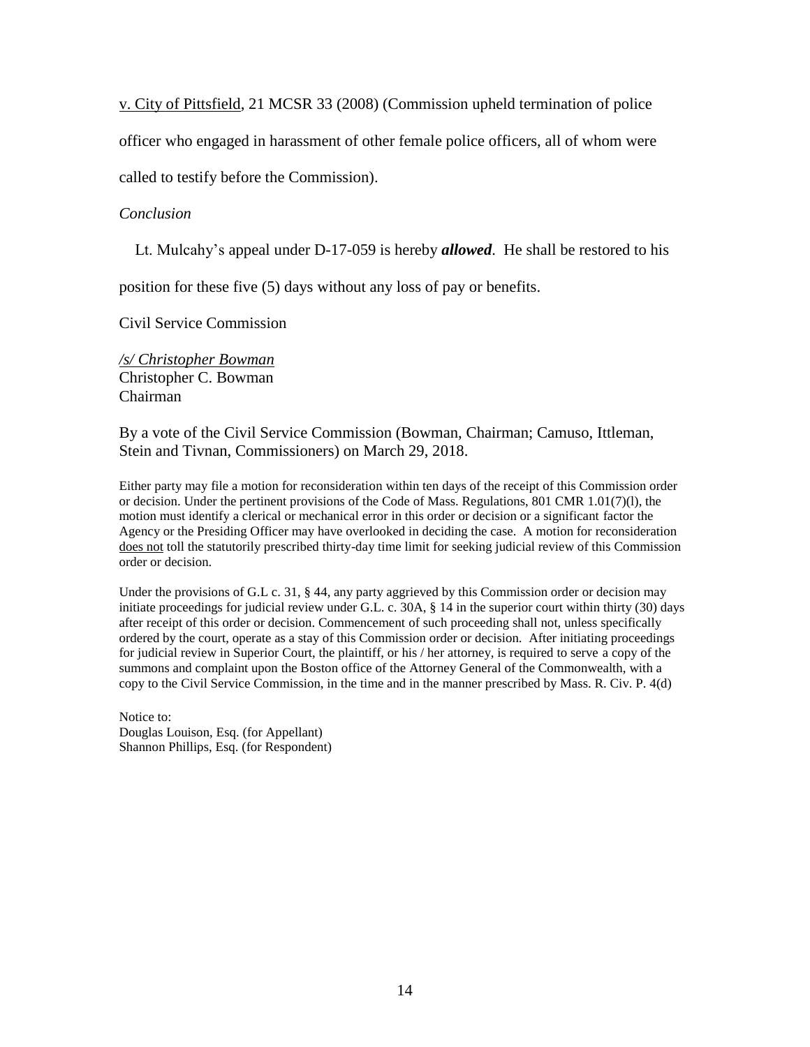v. City of Pittsfield, 21 MCSR 33 (2008) (Commission upheld termination of police officer who engaged in harassment of other female police officers, all of whom were called to testify before the Commission).

*Conclusion*

Lt. Mulcahy's appeal under D-17-059 is hereby ***allowed***. He shall be restored to his position for these five (5) days without any loss of pay or benefits.

Civil Service Commission

*/s/ Christopher Bowman*
Christopher C. Bowman
Chairman

By a vote of the Civil Service Commission (Bowman, Chairman; Camuso, Ittleman, Stein and Tivnan, Commissioners) on March 29, 2018.

Either party may file a motion for reconsideration within ten days of the receipt of this Commission order or decision. Under the pertinent provisions of the Code of Mass. Regulations, 801 CMR 1.01(7)(l), the motion must identify a clerical or mechanical error in this order or decision or a significant factor the Agency or the Presiding Officer may have overlooked in deciding the case. A motion for reconsideration does not toll the statutorily prescribed thirty-day time limit for seeking judicial review of this Commission order or decision.

Under the provisions of G.L c. 31, § 44, any party aggrieved by this Commission order or decision may initiate proceedings for judicial review under G.L. c. 30A, § 14 in the superior court within thirty (30) days after receipt of this order or decision. Commencement of such proceeding shall not, unless specifically ordered by the court, operate as a stay of this Commission order or decision. After initiating proceedings for judicial review in Superior Court, the plaintiff, or his / her attorney, is required to serve a copy of the summons and complaint upon the Boston office of the Attorney General of the Commonwealth, with a copy to the Civil Service Commission, in the time and in the manner prescribed by Mass. R. Civ. P. 4(d)

Notice to:
Douglas Louison, Esq. (for Appellant)
Shannon Phillips, Esq. (for Respondent)